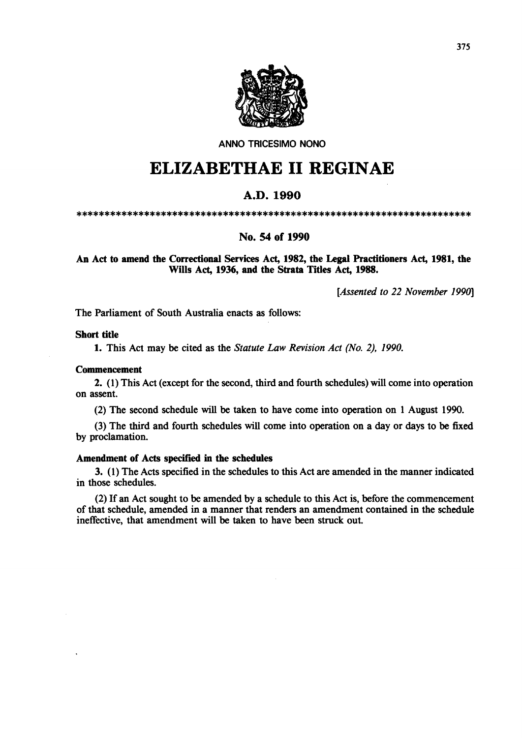ANNO TRICESIMO NONO

# ELIZABETHAE II REGINAE

## A.D. 1990

************************************************************************

### No. 54 of 1990

**An Act to amend the Correctional Services Act, 1982, the Legal Practitioners Act, 1981, the Wills Act, 1936, and the Strata Titles Act, 1988.**

*[Assented to 22 November 1990]*

The Parliament of South Australia enacts as follows:

**Short title**

**1.** This Act may be cited as the *Statute Law Revision Act (No. 2), 1990.*

**Commencement**

**2.** (1) This Act (except for the second, third and fourth schedules) will come into operation on assent.

(2) The second schedule will be taken to have come into operation on 1 August 1990.

(3) The third and fourth schedules will come into operation on a day or days to be fixed by proclamation.

**Amendment of Acts specified in the schedules**

**3.** (1) The Acts specified in the schedules to this Act are amended in the manner indicated in those schedules.

(2) If an Act sought to be amended by a schedule to this Act is, before the commencement of that schedule, amended in a manner that renders an amendment contained in the schedule ineffective, that amendment will be taken to have been struck out.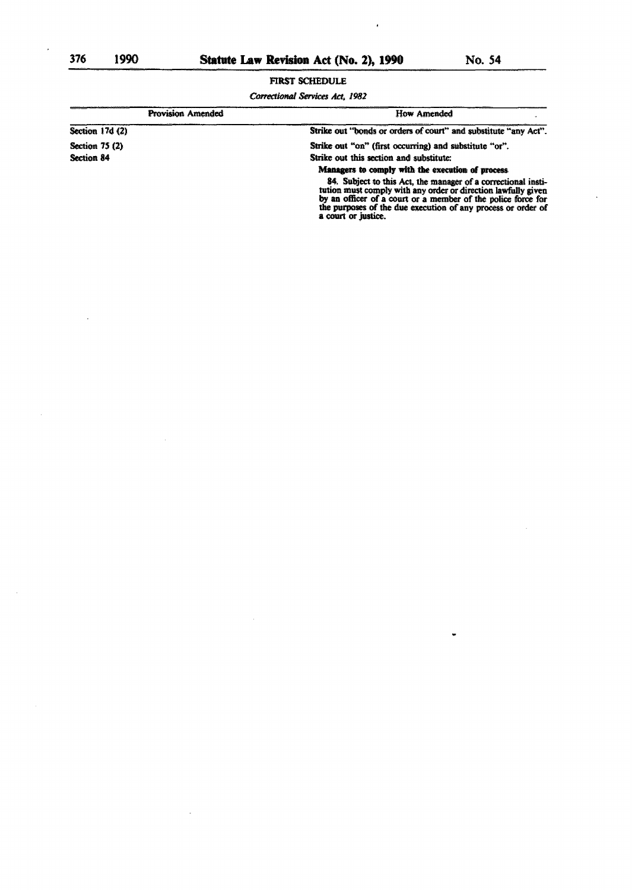FIRST SCHEDULE

*Correctional Services Act, 1982*

| Provision Amended | How Amended |
|---|---|
| Section 17d (2) | Strike out "bonds or orders of court" and substitute "any Act". |
| Section 75 (2) | Strike out "on" (first occurring) and substitute "or". |
| Section 84 | Strike out this section and substitute:<br>**Managers to comply with the execution of process**<br>84. Subject to this Act, the manager of a correctional institution must comply with any order or direction lawfully given by an officer of a court or a member of the police force for the purposes of the due execution of any process or order of a court or justice. |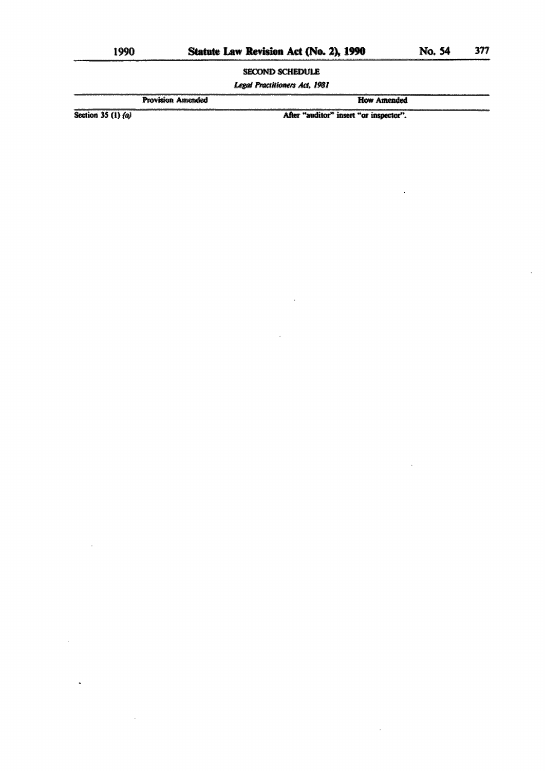SECOND SCHEDULE

*Legal Practitioners Act, 1981*

| Provision Amended | How Amended |
| --- | --- |
| Section 35 (1) *(a)* | After "auditor" insert "or inspector". |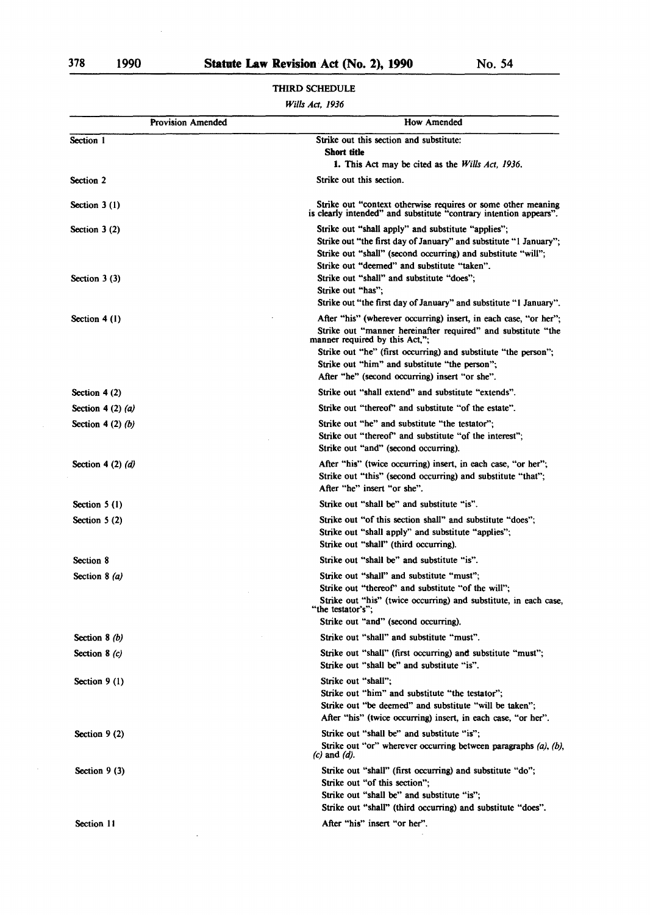## THIRD SCHEDULE

*Wills Act, 1936*

| Provision Amended | How Amended |
|---|---|
| Section 1 | Strike out this section and substitute:<br>**Short title**<br>**1.** This Act may be cited as the *Wills Act, 1936*. |
| Section 2 | Strike out this section. |
| Section 3 (1) | Strike out "context otherwise requires or some other meaning is clearly intended" and substitute "contrary intention appears". |
| Section 3 (2) | Strike out "shall apply" and substitute "applies";<br>Strike out "the first day of January" and substitute "1 January";<br>Strike out "shall" (second occurring) and substitute "will";<br>Strike out "deemed" and substitute "taken". |
| Section 3 (3) | Strike out "shall" and substitute "does";<br>Strike out "has";<br>Strike out "the first day of January" and substitute "1 January". |
| Section 4 (1) | After "his" (wherever occurring) insert, in each case, "or her";<br>Strike out "manner hereinafter required" and substitute "the manner required by this Act,";<br>Strike out "he" (first occurring) and substitute "the person";<br>Strike out "him" and substitute "the person";<br>After "he" (second occurring) insert "or she". |
| Section 4 (2) | Strike out "shall extend" and substitute "extends". |
| Section 4 (2) *(a)* | Strike out "thereof" and substitute "of the estate". |
| Section 4 (2) *(b)* | Strike out "he" and substitute "the testator";<br>Strike out "thereof" and substitute "of the interest";<br>Strike out "and" (second occurring). |
| Section 4 (2) *(d)* | After "his" (twice occurring) insert, in each case, "or her";<br>Strike out "this" (second occurring) and substitute "that";<br>After "he" insert "or she". |
| Section 5 (1) | Strike out "shall be" and substitute "is". |
| Section 5 (2) | Strike out "of this section shall" and substitute "does";<br>Strike out "shall apply" and substitute "applies";<br>Strike out "shall" (third occurring). |
| Section 8 | Strike out "shall be" and substitute "is". |
| Section 8 *(a)* | Strike out "shall" and substitute "must";<br>Strike out "thereof" and substitute "of the will";<br>Strike out "his" (twice occurring) and substitute, in each case, "the testator's";<br>Strike out "and" (second occurring). |
| Section 8 *(b)* | Strike out "shall" and substitute "must". |
| Section 8 *(c)* | Strike out "shall" (first occurring) and substitute "must";<br>Strike out "shall be" and substitute "is". |
| Section 9 (1) | Strike out "shall";<br>Strike out "him" and substitute "the testator";<br>Strike out "be deemed" and substitute "will be taken";<br>After "his" (twice occurring) insert, in each case, "or her". |
| Section 9 (2) | Strike out "shall be" and substitute "is";<br>Strike out "or" wherever occurring between paragraphs *(a)*, *(b)*, *(c)* and *(d)*. |
| Section 9 (3) | Strike out "shall" (first occurring) and substitute "do";<br>Strike out "of this section";<br>Strike out "shall be" and substitute "is";<br>Strike out "shall" (third occurring) and substitute "does". |
| Section 11 | After "his" insert "or her". |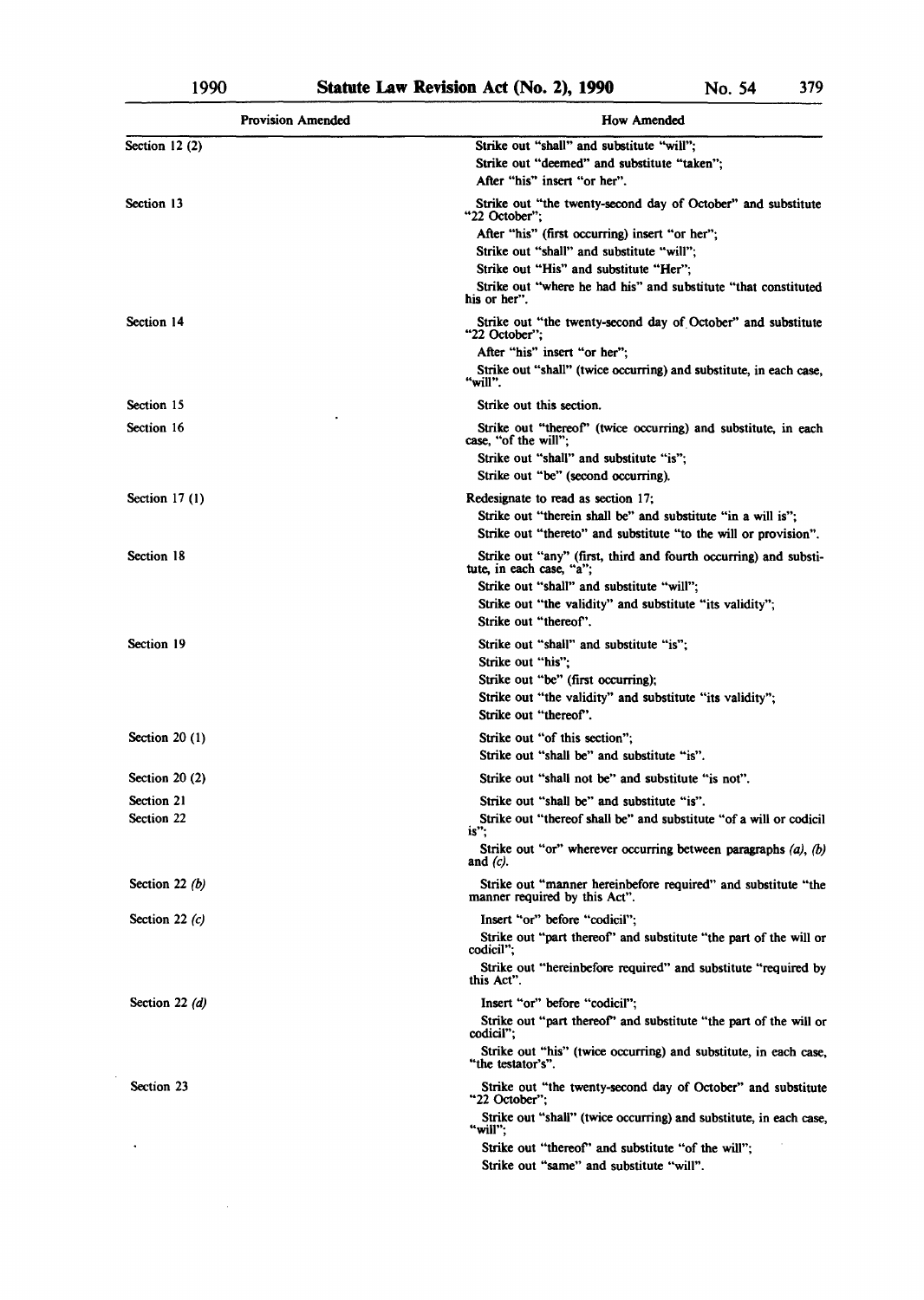| Provision Amended | How Amended |
|---|---|
| Section 12 (2) | Strike out "shall" and substitute "will";<br>Strike out "deemed" and substitute "taken";<br>After "his" insert "or her". |
| Section 13 | Strike out "the twenty-second day of October" and substitute "22 October";<br>After "his" (first occurring) insert "or her";<br>Strike out "shall" and substitute "will";<br>Strike out "His" and substitute "Her";<br>Strike out "where he had his" and substitute "that constituted his or her". |
| Section 14 | Strike out "the twenty-second day of October" and substitute "22 October";<br>After "his" insert "or her";<br>Strike out "shall" (twice occurring) and substitute, in each case, "will". |
| Section 15 | Strike out this section. |
| Section 16 | Strike out "thereof" (twice occurring) and substitute, in each case, "of the will";<br>Strike out "shall" and substitute "is";<br>Strike out "be" (second occurring). |
| Section 17 (1) | Redesignate to read as section 17;<br>Strike out "therein shall be" and substitute "in a will is";<br>Strike out "thereto" and substitute "to the will or provision". |
| Section 18 | Strike out "any" (first, third and fourth occurring) and substitute, in each case, "a";<br>Strike out "shall" and substitute "will";<br>Strike out "the validity" and substitute "its validity";<br>Strike out "thereof". |
| Section 19 | Strike out "shall" and substitute "is";<br>Strike out "his";<br>Strike out "be" (first occurring);<br>Strike out "the validity" and substitute "its validity";<br>Strike out "thereof". |
| Section 20 (1) | Strike out "of this section";<br>Strike out "shall be" and substitute "is". |
| Section 20 (2) | Strike out "shall not be" and substitute "is not". |
| Section 21 | Strike out "shall be" and substitute "is". |
| Section 22 | Strike out "thereof shall be" and substitute "of a will or codicil is";<br>Strike out "or" wherever occurring between paragraphs *(a)*, *(b)* and *(c)*. |
| Section 22 *(b)* | Strike out "manner hereinbefore required" and substitute "the manner required by this Act". |
| Section 22 *(c)* | Insert "or" before "codicil";<br>Strike out "part thereof" and substitute "the part of the will or codicil";<br>Strike out "hereinbefore required" and substitute "required by this Act". |
| Section 22 *(d)* | Insert "or" before "codicil";<br>Strike out "part thereof" and substitute "the part of the will or codicil";<br>Strike out "his" (twice occurring) and substitute, in each case, "the testator's". |
| Section 23 | Strike out "the twenty-second day of October" and substitute "22 October";<br>Strike out "shall" (twice occurring) and substitute, in each case, "will";<br>Strike out "thereof" and substitute "of the will";<br>Strike out "same" and substitute "will". |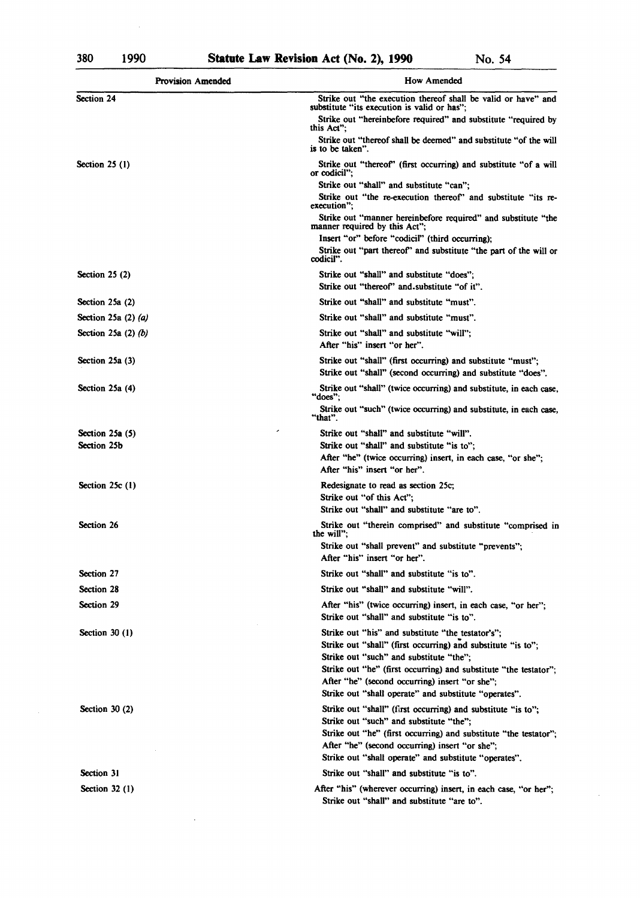| Provision Amended | How Amended |
|---|---|
| Section 24 | Strike out "the execution thereof shall be valid or have" and substitute "its execution is valid or has";<br>Strike out "hereinbefore required" and substitute "required by this Act";<br>Strike out "thereof shall be deemed" and substitute "of the will is to be taken". |
| Section 25 (1) | Strike out "thereof" (first occurring) and substitute "of a will or codicil";<br>Strike out "shall" and substitute "can";<br>Strike out "the re-execution thereof" and substitute "its re-execution";<br>Strike out "manner hereinbefore required" and substitute "the manner required by this Act";<br>Insert "or" before "codicil" (third occurring);<br>Strike out "part thereof" and substitute "the part of the will or codicil". |
| Section 25 (2) | Strike out "shall" and substitute "does";<br>Strike out "thereof" and substitute "of it". |
| Section 25a (2) | Strike out "shall" and substitute "must". |
| Section 25a (2) *(a)* | Strike out "shall" and substitute "must". |
| Section 25a (2) *(b)* | Strike out "shall" and substitute "will";<br>After "his" insert "or her". |
| Section 25a (3) | Strike out "shall" (first occurring) and substitute "must";<br>Strike out "shall" (second occurring) and substitute "does". |
| Section 25a (4) | Strike out "shall" (twice occurring) and substitute, in each case, "does";<br>Strike out "such" (twice occurring) and substitute, in each case, "that". |
| Section 25a (5) | Strike out "shall" and substitute "will". |
| Section 25b | Strike out "shall" and substitute "is to";<br>After "he" (twice occurring) insert, in each case, "or she";<br>After "his" insert "or her". |
| Section 25c (1) | Redesignate to read as section 25c;<br>Strike out "of this Act";<br>Strike out "shall" and substitute "are to". |
| Section 26 | Strike out "therein comprised" and substitute "comprised in the will";<br>Strike out "shall prevent" and substitute "prevents";<br>After "his" insert "or her". |
| Section 27 | Strike out "shall" and substitute "is to". |
| Section 28 | Strike out "shall" and substitute "will". |
| Section 29 | After "his" (twice occurring) insert, in each case, "or her";<br>Strike out "shall" and substitute "is to". |
| Section 30 (1) | Strike out "his" and substitute "the testator's";<br>Strike out "shall" (first occurring) and substitute "is to";<br>Strike out "such" and substitute "the";<br>Strike out "he" (first occurring) and substitute "the testator";<br>After "he" (second occurring) insert "or she";<br>Strike out "shall operate" and substitute "operates". |
| Section 30 (2) | Strike out "shall" (first occurring) and substitute "is to";<br>Strike out "such" and substitute "the";<br>Strike out "he" (first occurring) and substitute "the testator";<br>After "he" (second occurring) insert "or she";<br>Strike out "shall operate" and substitute "operates". |
| Section 31 | Strike out "shall" and substitute "is to". |
| Section 32 (1) | After "his" (wherever occurring) insert, in each case, "or her";<br>Strike out "shall" and substitute "are to". |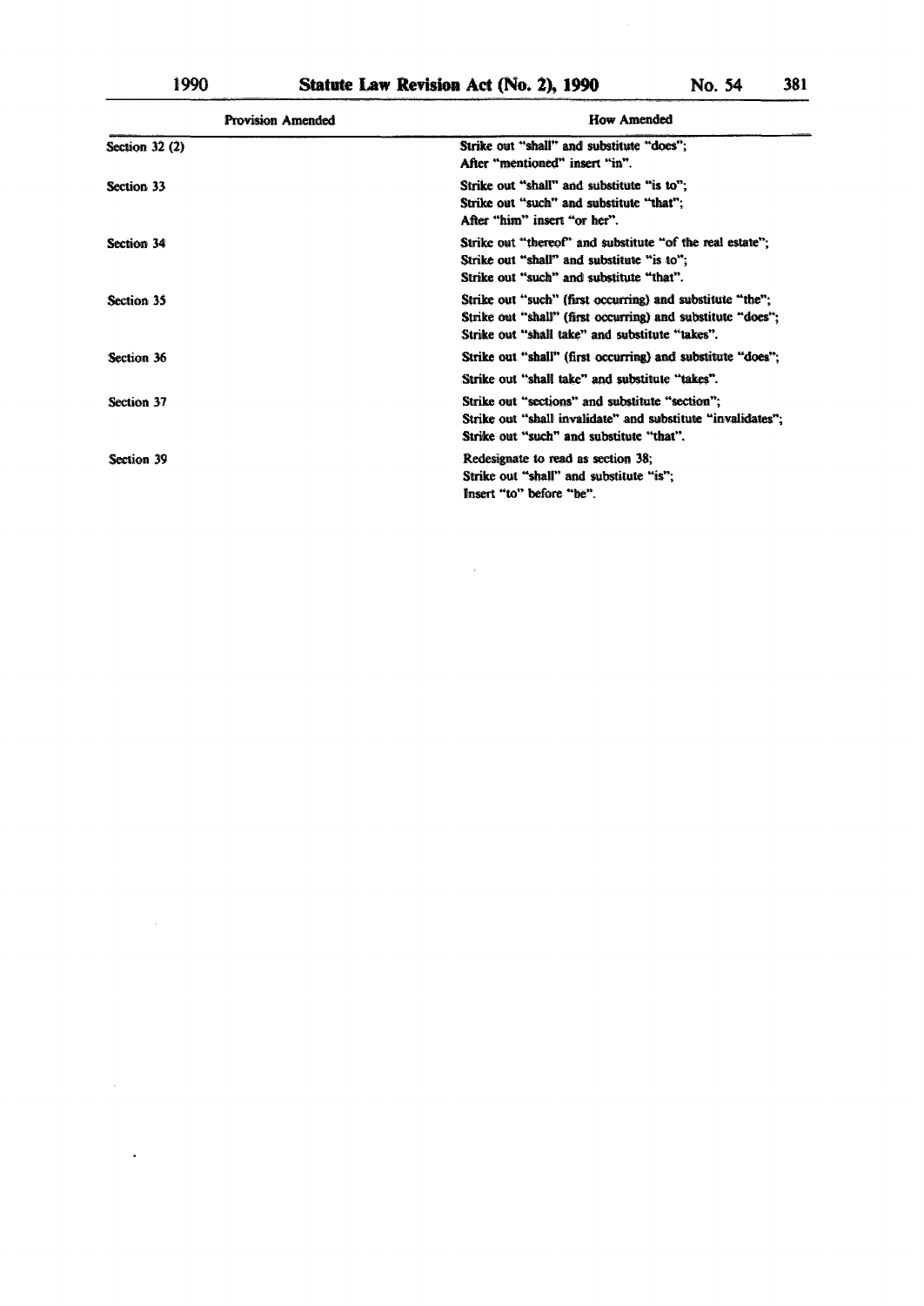| Provision Amended | How Amended |
| --- | --- |
| Section 32 (2) | Strike out "shall" and substitute "does";<br>After "mentioned" insert "in". |
| Section 33 | Strike out "shall" and substitute "is to";<br>Strike out "such" and substitute "that";<br>After "him" insert "or her". |
| Section 34 | Strike out "thereof" and substitute "of the real estate";<br>Strike out "shall" and substitute "is to";<br>Strike out "such" and substitute "that". |
| Section 35 | Strike out "such" (first occurring) and substitute "the";<br>Strike out "shall" (first occurring) and substitute "does";<br>Strike out "shall take" and substitute "takes". |
| Section 36 | Strike out "shall" (first occurring) and substitute "does";<br>Strike out "shall take" and substitute "takes". |
| Section 37 | Strike out "sections" and substitute "section";<br>Strike out "shall invalidate" and substitute "invalidates";<br>Strike out "such" and substitute "that". |
| Section 39 | Redesignate to read as section 38;<br>Strike out "shall" and substitute "is";<br>Insert "to" before "be". |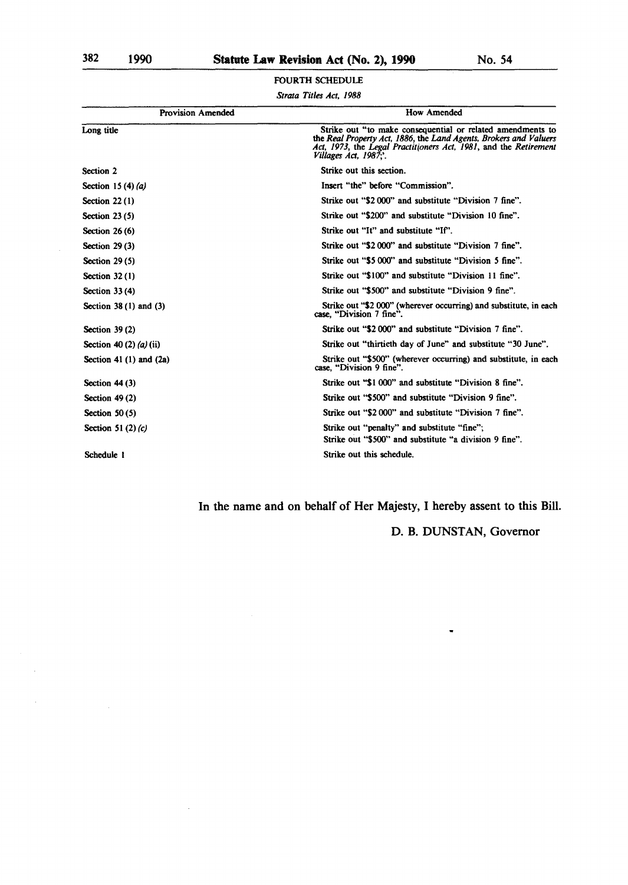## FOURTH SCHEDULE

*Strata Titles Act, 1988*

| Provision Amended | How Amended |
|---|---|
| Long title | Strike out "to make consequential or related amendments to the *Real Property Act, 1886*, the *Land Agents, Brokers and Valuers Act, 1973*, the *Legal Practitioners Act, 1981*, and the *Retirement Villages Act, 1987*;". |
| Section 2 | Strike out this section. |
| Section 15 (4) *(a)* | Insert "the" before "Commission". |
| Section 22 (1) | Strike out "$2 000" and substitute "Division 7 fine". |
| Section 23 (5) | Strike out "$200" and substitute "Division 10 fine". |
| Section 26 (6) | Strike out "It" and substitute "If". |
| Section 29 (3) | Strike out "$2 000" and substitute "Division 7 fine". |
| Section 29 (5) | Strike out "$5 000" and substitute "Division 5 fine". |
| Section 32 (1) | Strike out "$100" and substitute "Division 11 fine". |
| Section 33 (4) | Strike out "$500" and substitute "Division 9 fine". |
| Section 38 (1) and (3) | Strike out "$2 000" (wherever occurring) and substitute, in each case, "Division 7 fine". |
| Section 39 (2) | Strike out "$2 000" and substitute "Division 7 fine". |
| Section 40 (2) *(a)* (ii) | Strike out "thirtieth day of June" and substitute "30 June". |
| Section 41 (1) and (2a) | Strike out "$500" (wherever occurring) and substitute, in each case, "Division 9 fine". |
| Section 44 (3) | Strike out "$1 000" and substitute "Division 8 fine". |
| Section 49 (2) | Strike out "$500" and substitute "Division 9 fine". |
| Section 50 (5) | Strike out "$2 000" and substitute "Division 7 fine". |
| Section 51 (2) *(c)* | Strike out "penalty" and substitute "fine"; Strike out "$500" and substitute "a division 9 fine". |
| Schedule 1 | Strike out this schedule. |

In the name and on behalf of Her Majesty, I hereby assent to this Bill.

D. B. DUNSTAN, Governor